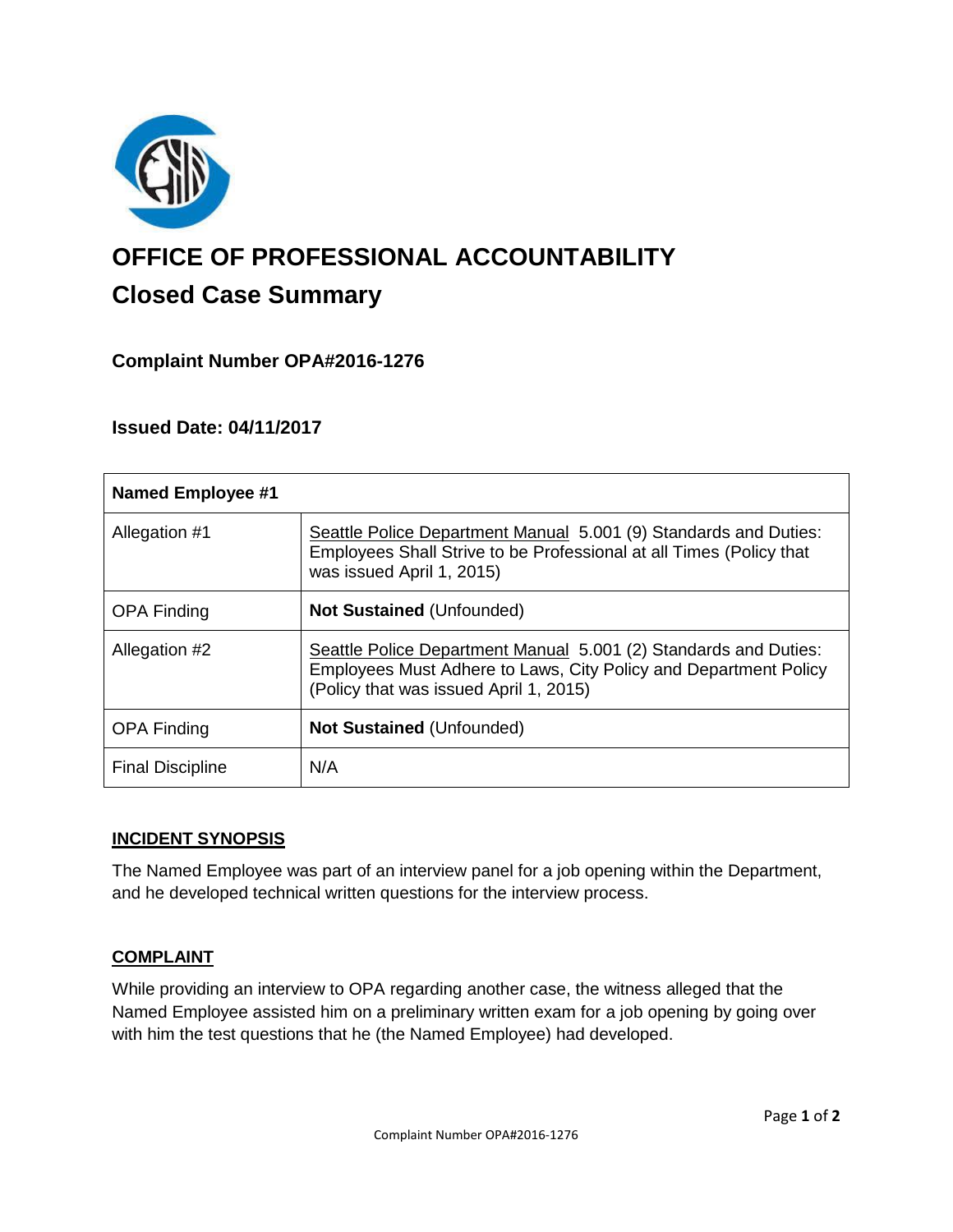# OFFICE OF PROFESSIONAL ACCOUNTABILITY

## Closed Case Summary

### Complaint Number OPA#2016-1276

### Issued Date: 04/11/2017

| Named Employee #1 | |
|---|---|
| Allegation #1 | Seattle Police Department Manual 5.001 (9) Standards and Duties: Employees Shall Strive to be Professional at all Times (Policy that was issued April 1, 2015) |
| OPA Finding | **Not Sustained** (Unfounded) |
| Allegation #2 | Seattle Police Department Manual 5.001 (2) Standards and Duties: Employees Must Adhere to Laws, City Policy and Department Policy (Policy that was issued April 1, 2015) |
| OPA Finding | **Not Sustained** (Unfounded) |
| Final Discipline | N/A |

### INCIDENT SYNOPSIS

The Named Employee was part of an interview panel for a job opening within the Department, and he developed technical written questions for the interview process.

### COMPLAINT

While providing an interview to OPA regarding another case, the witness alleged that the Named Employee assisted him on a preliminary written exam for a job opening by going over with him the test questions that he (the Named Employee) had developed.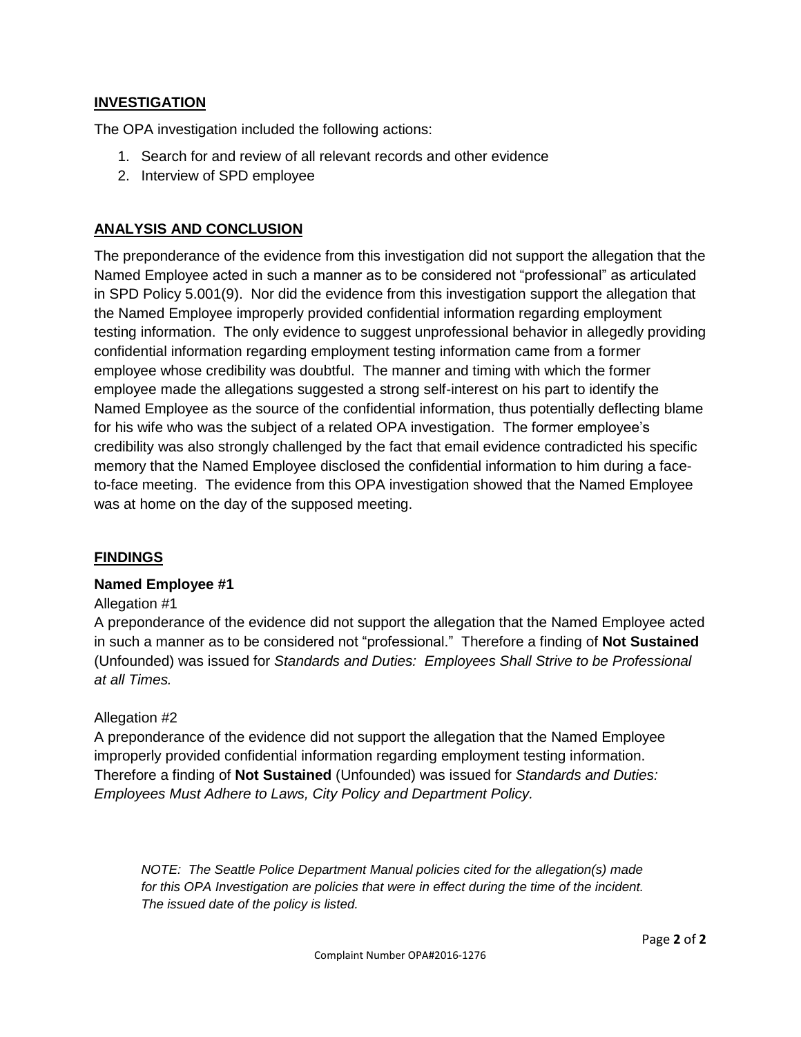## INVESTIGATION

The OPA investigation included the following actions:

1. Search for and review of all relevant records and other evidence
2. Interview of SPD employee

## ANALYSIS AND CONCLUSION

The preponderance of the evidence from this investigation did not support the allegation that the Named Employee acted in such a manner as to be considered not "professional" as articulated in SPD Policy 5.001(9). Nor did the evidence from this investigation support the allegation that the Named Employee improperly provided confidential information regarding employment testing information. The only evidence to suggest unprofessional behavior in allegedly providing confidential information regarding employment testing information came from a former employee whose credibility was doubtful. The manner and timing with which the former employee made the allegations suggested a strong self-interest on his part to identify the Named Employee as the source of the confidential information, thus potentially deflecting blame for his wife who was the subject of a related OPA investigation. The former employee's credibility was also strongly challenged by the fact that email evidence contradicted his specific memory that the Named Employee disclosed the confidential information to him during a face-to-face meeting. The evidence from this OPA investigation showed that the Named Employee was at home on the day of the supposed meeting.

## FINDINGS

**Named Employee #1**

Allegation #1
A preponderance of the evidence did not support the allegation that the Named Employee acted in such a manner as to be considered not "professional." Therefore a finding of **Not Sustained** (Unfounded) was issued for *Standards and Duties: Employees Shall Strive to be Professional at all Times.*

Allegation #2
A preponderance of the evidence did not support the allegation that the Named Employee improperly provided confidential information regarding employment testing information. Therefore a finding of **Not Sustained** (Unfounded) was issued for *Standards and Duties: Employees Must Adhere to Laws, City Policy and Department Policy.*

*NOTE: The Seattle Police Department Manual policies cited for the allegation(s) made for this OPA Investigation are policies that were in effect during the time of the incident. The issued date of the policy is listed.*

Complaint Number OPA#2016-1276